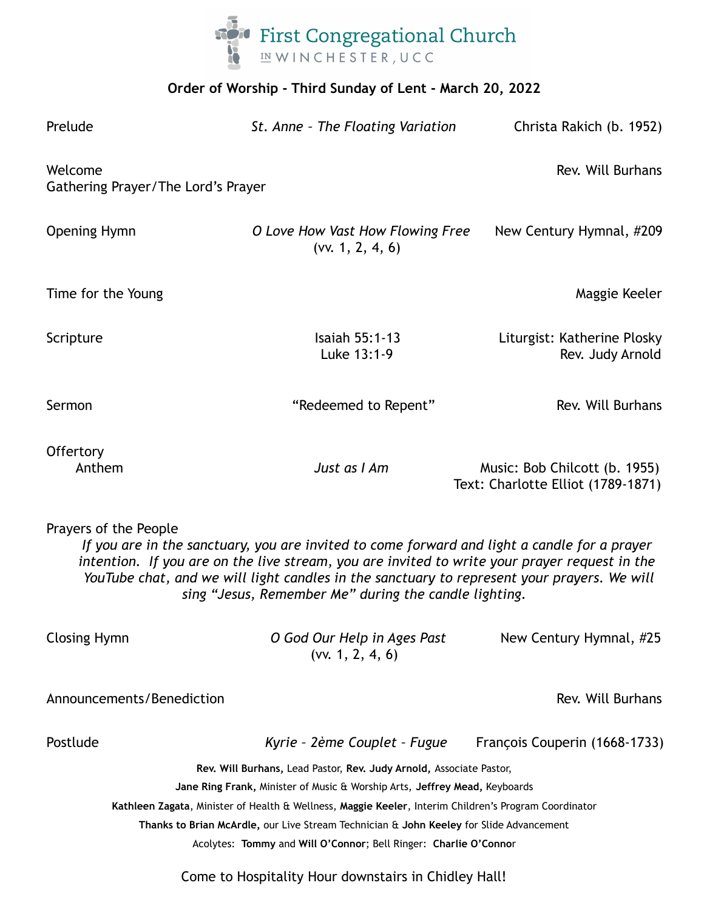# First Congregational Church

IN WINCHESTER, UCC

**Order of Worship - Third Sunday of Lent - March 20, 2022**

Prelude — *St. Anne – The Floating Variation* — Christa Rakich (b. 1952)

Welcome — Rev. Will Burhans
Gathering Prayer/The Lord's Prayer

Opening Hymn — *O Love How Vast How Flowing Free* (vv. 1, 2, 4, 6) — New Century Hymnal, #209

Time for the Young — Maggie Keeler

Scripture — Isaiah 55:1-13 — Liturgist: Katherine Plosky
Luke 13:1-9 — Rev. Judy Arnold

Sermon — "Redeemed to Repent" — Rev. Will Burhans

Offertory
Anthem — *Just as I Am* — Music: Bob Chilcott (b. 1955)
Text: Charlotte Elliot (1789-1871)

Prayers of the People

*If you are in the sanctuary, you are invited to come forward and light a candle for a prayer intention. If you are on the live stream, you are invited to write your prayer request in the YouTube chat, and we will light candles in the sanctuary to represent your prayers. We will sing "Jesus, Remember Me" during the candle lighting.*

Closing Hymn — *O God Our Help in Ages Past* (vv. 1, 2, 4, 6) — New Century Hymnal, #25

Announcements/Benediction — Rev. Will Burhans

Postlude — *Kyrie – 2ème Couplet – Fugue* — François Couperin (1668-1733)

**Rev. Will Burhans,** Lead Pastor, **Rev. Judy Arnold,** Associate Pastor,
**Jane Ring Frank,** Minister of Music & Worship Arts, **Jeffrey Mead,** Keyboards
**Kathleen Zagata**, Minister of Health & Wellness, **Maggie Keeler**, Interim Children's Program Coordinator
**Thanks to Brian McArdle,** our Live Stream Technician & **John Keeley** for Slide Advancement
Acolytes: **Tommy** and **Will O'Connor**; Bell Ringer: **Charlie O'Connor**

Come to Hospitality Hour downstairs in Chidley Hall!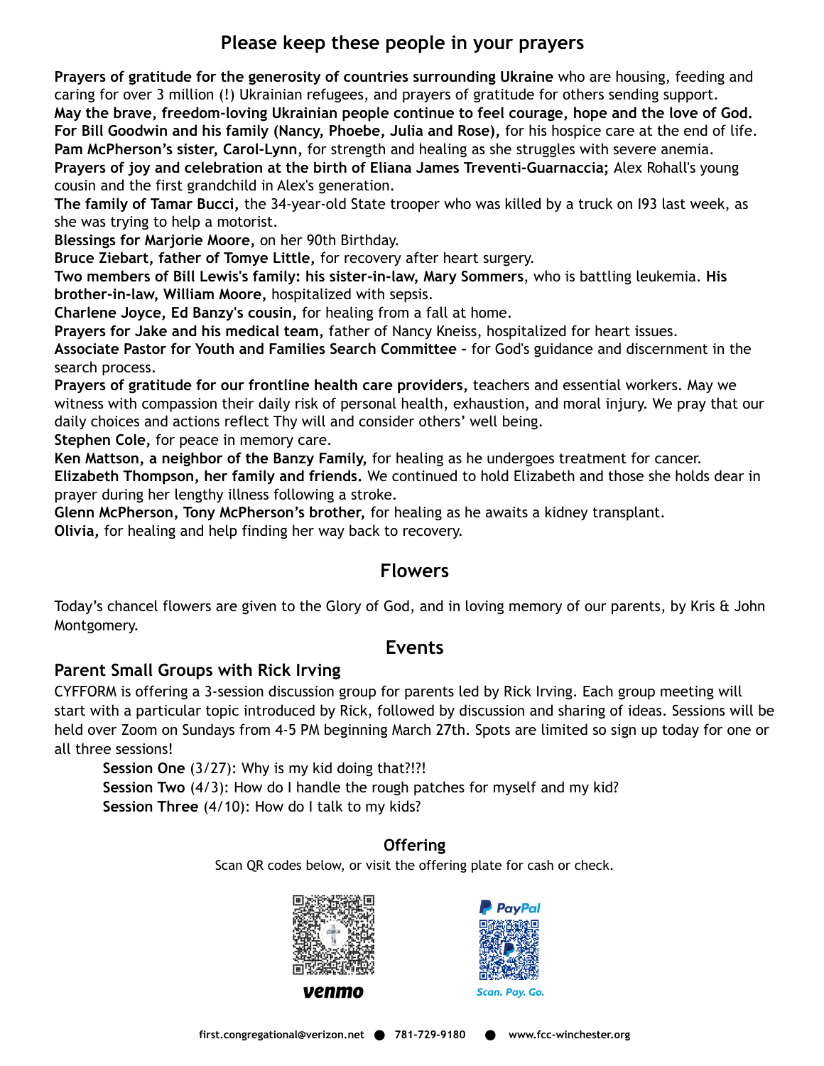## Please keep these people in your prayers

**Prayers of gratitude for the generosity of countries surrounding Ukraine** who are housing, feeding and caring for over 3 million (!) Ukrainian refugees, and prayers of gratitude for others sending support.
**May the brave, freedom-loving Ukrainian people continue to feel courage, hope and the love of God.**
**For Bill Goodwin and his family (Nancy, Phoebe, Julia and Rose),** for his hospice care at the end of life.
**Pam McPherson's sister, Carol-Lynn,** for strength and healing as she struggles with severe anemia.
**Prayers of joy and celebration at the birth of Eliana James Treventi-Guarnaccia;** Alex Rohall's young cousin and the first grandchild in Alex's generation.
**The family of Tamar Bucci,** the 34-year-old State trooper who was killed by a truck on I93 last week, as she was trying to help a motorist.
**Blessings for Marjorie Moore,** on her 90th Birthday.
**Bruce Ziebart, father of Tomye Little,** for recovery after heart surgery.
**Two members of Bill Lewis's family: his sister-in-law, Mary Sommers**, who is battling leukemia. **His brother-in-law, William Moore,** hospitalized with sepsis.
**Charlene Joyce, Ed Banzy's cousin,** for healing from a fall at home.
**Prayers for Jake and his medical team,** father of Nancy Kneiss, hospitalized for heart issues.
**Associate Pastor for Youth and Families Search Committee -** for God's guidance and discernment in the search process.
**Prayers of gratitude for our frontline health care providers,** teachers and essential workers. May we witness with compassion their daily risk of personal health, exhaustion, and moral injury. We pray that our daily choices and actions reflect Thy will and consider others' well being.
**Stephen Cole,** for peace in memory care.
**Ken Mattson, a neighbor of the Banzy Family,** for healing as he undergoes treatment for cancer.
**Elizabeth Thompson, her family and friends.** We continued to hold Elizabeth and those she holds dear in prayer during her lengthy illness following a stroke.
**Glenn McPherson, Tony McPherson's brother,** for healing as he awaits a kidney transplant.
**Olivia,** for healing and help finding her way back to recovery.

## Flowers

Today's chancel flowers are given to the Glory of God, and in loving memory of our parents, by Kris & John Montgomery.

## Events

### Parent Small Groups with Rick Irving

CYFFORM is offering a 3-session discussion group for parents led by Rick Irving. Each group meeting will start with a particular topic introduced by Rick, followed by discussion and sharing of ideas. Sessions will be held over Zoom on Sundays from 4-5 PM beginning March 27th. Spots are limited so sign up today for one or all three sessions!

**Session One** (3/27): Why is my kid doing that?!?!
**Session Two** (4/3): How do I handle the rough patches for myself and my kid?
**Session Three** (4/10): How do I talk to my kids?

### Offering

Scan QR codes below, or visit the offering plate for cash or check.

venmo

PayPal

Scan. Pay. Go.

first.congregational@verizon.net ● 781-729-9180 ● www.fcc-winchester.org